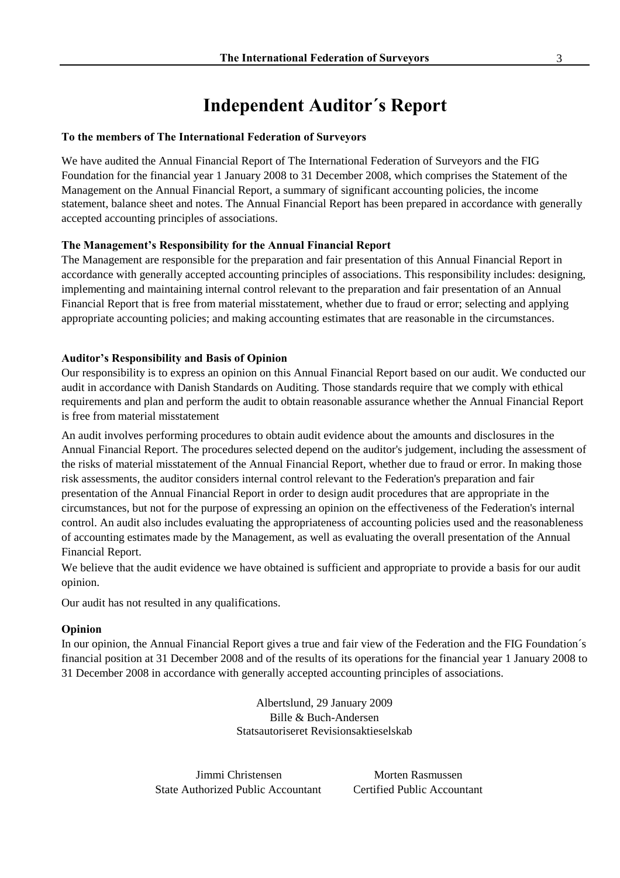# Independent Auditor´s Report

**To the members of The International Federation of Surveyors**

We have audited the Annual Financial Report of The International Federation of Surveyors and the FIG Foundation for the financial year 1 January 2008 to 31 December 2008, which comprises the Statement of the Management on the Annual Financial Report, a summary of significant accounting policies, the income statement, balance sheet and notes. The Annual Financial Report has been prepared in accordance with generally accepted accounting principles of associations.

**The Management's Responsibility for the Annual Financial Report**

The Management are responsible for the preparation and fair presentation of this Annual Financial Report in accordance with generally accepted accounting principles of associations. This responsibility includes: designing, implementing and maintaining internal control relevant to the preparation and fair presentation of an Annual Financial Report that is free from material misstatement, whether due to fraud or error; selecting and applying appropriate accounting policies; and making accounting estimates that are reasonable in the circumstances.

**Auditor's Responsibility and Basis of Opinion**

Our responsibility is to express an opinion on this Annual Financial Report based on our audit. We conducted our audit in accordance with Danish Standards on Auditing. Those standards require that we comply with ethical requirements and plan and perform the audit to obtain reasonable assurance whether the Annual Financial Report is free from material misstatement

An audit involves performing procedures to obtain audit evidence about the amounts and disclosures in the Annual Financial Report. The procedures selected depend on the auditor's judgement, including the assessment of the risks of material misstatement of the Annual Financial Report, whether due to fraud or error. In making those risk assessments, the auditor considers internal control relevant to the Federation's preparation and fair presentation of the Annual Financial Report in order to design audit procedures that are appropriate in the circumstances, but not for the purpose of expressing an opinion on the effectiveness of the Federation's internal control. An audit also includes evaluating the appropriateness of accounting policies used and the reasonableness of accounting estimates made by the Management, as well as evaluating the overall presentation of the Annual Financial Report.

We believe that the audit evidence we have obtained is sufficient and appropriate to provide a basis for our audit opinion.

Our audit has not resulted in any qualifications.

**Opinion**

In our opinion, the Annual Financial Report gives a true and fair view of the Federation and the FIG Foundation´s financial position at 31 December 2008 and of the results of its operations for the financial year 1 January 2008 to 31 December 2008 in accordance with generally accepted accounting principles of associations.

Albertslund, 29 January 2009
Bille & Buch-Andersen
Statsautoriseret Revisionsaktieselskab

Jimmi Christensen
State Authorized Public Accountant

Morten Rasmussen
Certified Public Accountant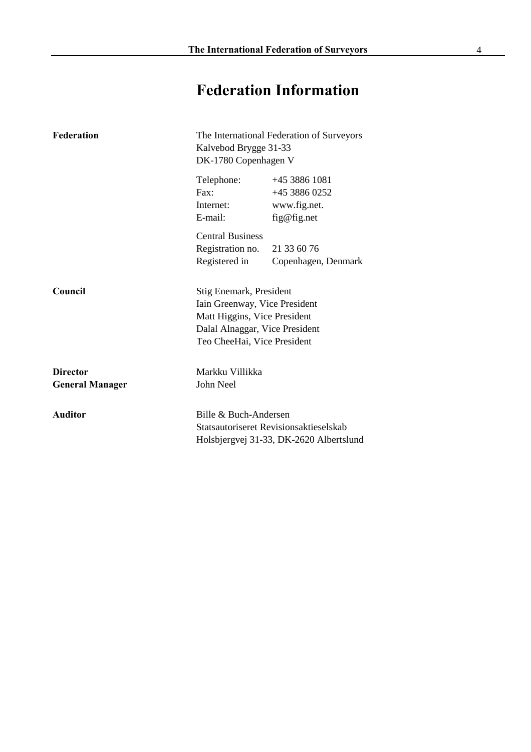# Federation Information

| | | |
|---|---|---|
| **Federation** | The International Federation of Surveyors<br>Kalvebod Brygge 31-33<br>DK-1780 Copenhagen V | |
| | Telephone: | +45 3886 1081 |
| | Fax: | +45 3886 0252 |
| | Internet: | www.fig.net. |
| | E-mail: | fig@fig.net |
| | Central Business<br>Registration no. | 21 33 60 76 |
| | Registered in | Copenhagen, Denmark |
| **Council** | Stig Enemark, President<br>Iain Greenway, Vice President<br>Matt Higgins, Vice President<br>Dalal Alnaggar, Vice President<br>Teo CheeHai, Vice President | |
| **Director** | Markku Villikka | |
| **General Manager** | John Neel | |
| **Auditor** | Bille & Buch-Andersen<br>Statsautoriseret Revisionsaktieselskab<br>Holsbjergvej 31-33, DK-2620 Albertslund | |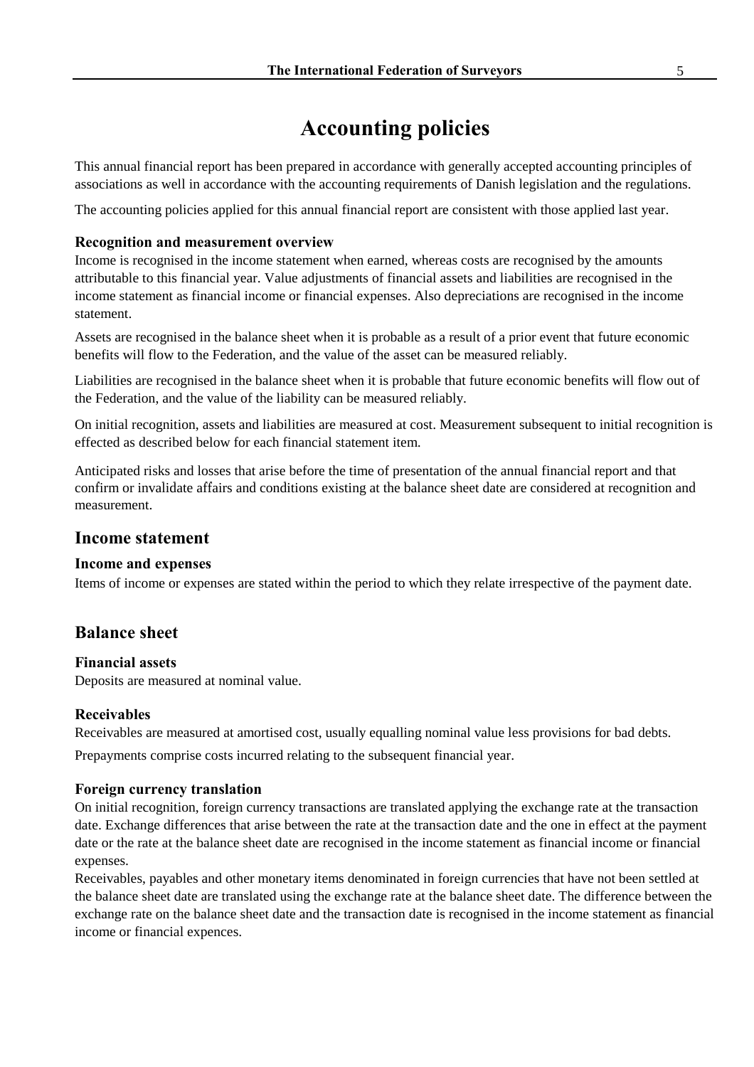# Accounting policies

This annual financial report has been prepared in accordance with generally accepted accounting principles of associations as well in accordance with the accounting requirements of Danish legislation and the regulations.

The accounting policies applied for this annual financial report are consistent with those applied last year.

### Recognition and measurement overview

Income is recognised in the income statement when earned, whereas costs are recognised by the amounts attributable to this financial year. Value adjustments of financial assets and liabilities are recognised in the income statement as financial income or financial expenses. Also depreciations are recognised in the income statement.

Assets are recognised in the balance sheet when it is probable as a result of a prior event that future economic benefits will flow to the Federation, and the value of the asset can be measured reliably.

Liabilities are recognised in the balance sheet when it is probable that future economic benefits will flow out of the Federation, and the value of the liability can be measured reliably.

On initial recognition, assets and liabilities are measured at cost. Measurement subsequent to initial recognition is effected as described below for each financial statement item.

Anticipated risks and losses that arise before the time of presentation of the annual financial report and that confirm or invalidate affairs and conditions existing at the balance sheet date are considered at recognition and measurement.

## Income statement

### Income and expenses

Items of income or expenses are stated within the period to which they relate irrespective of the payment date.

## Balance sheet

### Financial assets

Deposits are measured at nominal value.

### Receivables

Receivables are measured at amortised cost, usually equalling nominal value less provisions for bad debts.

Prepayments comprise costs incurred relating to the subsequent financial year.

### Foreign currency translation

On initial recognition, foreign currency transactions are translated applying the exchange rate at the transaction date. Exchange differences that arise between the rate at the transaction date and the one in effect at the payment date or the rate at the balance sheet date are recognised in the income statement as financial income or financial expenses.

Receivables, payables and other monetary items denominated in foreign currencies that have not been settled at the balance sheet date are translated using the exchange rate at the balance sheet date. The difference between the exchange rate on the balance sheet date and the transaction date is recognised in the income statement as financial income or financial expences.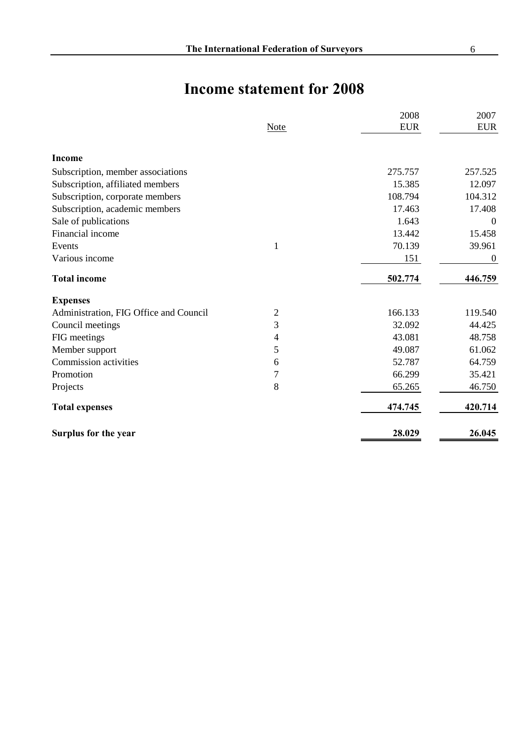# Income statement for 2008

| | Note | 2008 EUR | 2007 EUR |
|---|---|---|---|
| **Income** | | | |
| Subscription, member associations | | 275.757 | 257.525 |
| Subscription, affiliated members | | 15.385 | 12.097 |
| Subscription, corporate members | | 108.794 | 104.312 |
| Subscription, academic members | | 17.463 | 17.408 |
| Sale of publications | | 1.643 | 0 |
| Financial income | | 13.442 | 15.458 |
| Events | 1 | 70.139 | 39.961 |
| Various income | | 151 | 0 |
| **Total income** | | **502.774** | **446.759** |
| **Expenses** | | | |
| Administration, FIG Office and Council | 2 | 166.133 | 119.540 |
| Council meetings | 3 | 32.092 | 44.425 |
| FIG meetings | 4 | 43.081 | 48.758 |
| Member support | 5 | 49.087 | 61.062 |
| Commission activities | 6 | 52.787 | 64.759 |
| Promotion | 7 | 66.299 | 35.421 |
| Projects | 8 | 65.265 | 46.750 |
| **Total expenses** | | **474.745** | **420.714** |
| **Surplus for the year** | | **28.029** | **26.045** |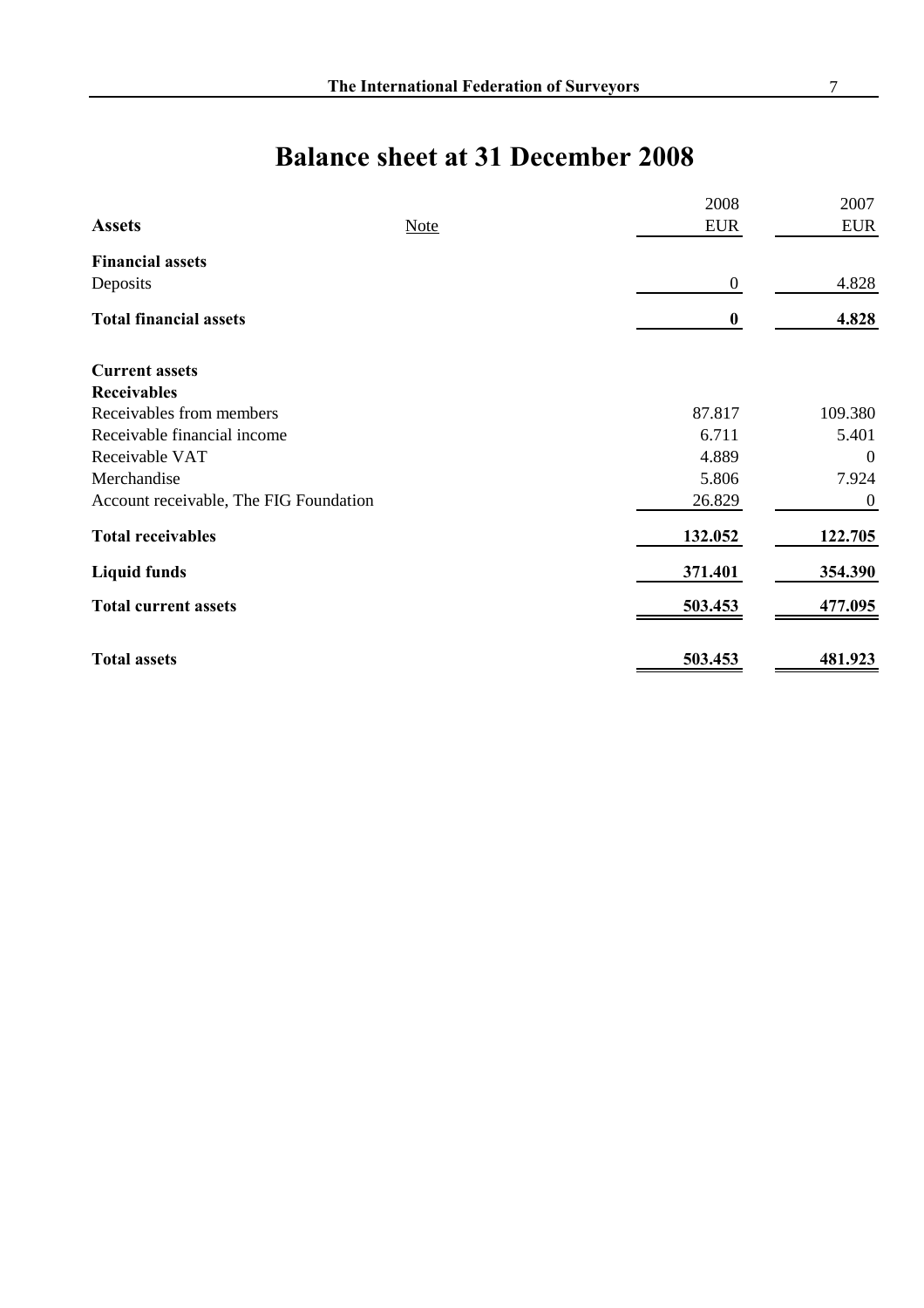# Balance sheet at 31 December 2008

| Assets | Note | 2008 EUR | 2007 EUR |
|---|---|---|---|
| **Financial assets** | | | |
| Deposits | | 0 | 4.828 |
| **Total financial assets** | | **0** | **4.828** |
| | | | |
| **Current assets** | | | |
| **Receivables** | | | |
| Receivables from members | | 87.817 | 109.380 |
| Receivable financial income | | 6.711 | 5.401 |
| Receivable VAT | | 4.889 | 0 |
| Merchandise | | 5.806 | 7.924 |
| Account receivable, The FIG Foundation | | 26.829 | 0 |
| **Total receivables** | | **132.052** | **122.705** |
| **Liquid funds** | | **371.401** | **354.390** |
| **Total current assets** | | **503.453** | **477.095** |
| | | | |
| **Total assets** | | **503.453** | **481.923** |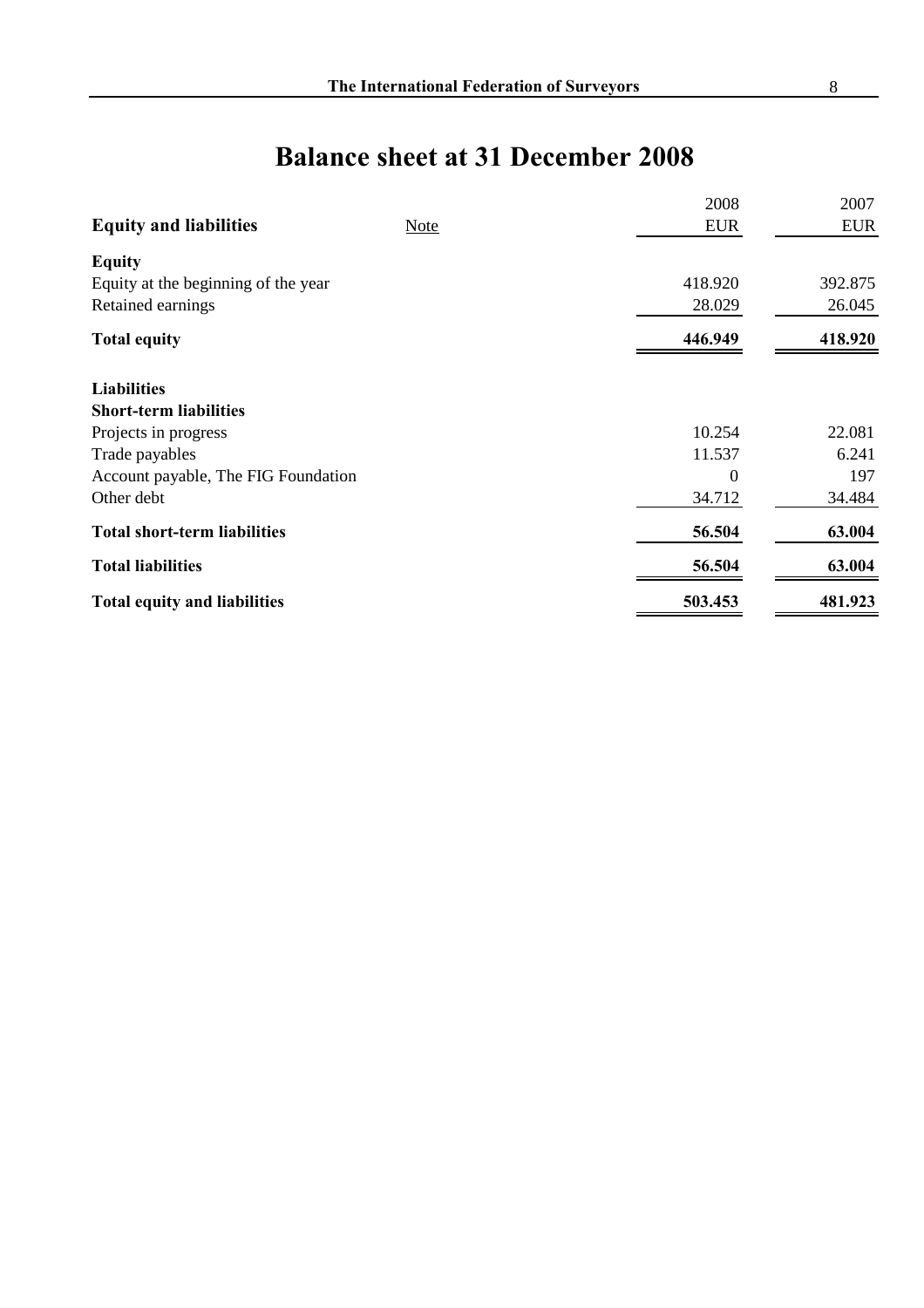# Balance sheet at 31 December 2008

| Equity and liabilities | Note | 2008 EUR | 2007 EUR |
|---|---|---|---|
| **Equity** | | | |
| Equity at the beginning of the year | | 418.920 | 392.875 |
| Retained earnings | | 28.029 | 26.045 |
| **Total equity** | | **446.949** | **418.920** |
| **Liabilities** | | | |
| **Short-term liabilities** | | | |
| Projects in progress | | 10.254 | 22.081 |
| Trade payables | | 11.537 | 6.241 |
| Account payable, The FIG Foundation | | 0 | 197 |
| Other debt | | 34.712 | 34.484 |
| **Total short-term liabilities** | | **56.504** | **63.004** |
| **Total liabilities** | | **56.504** | **63.004** |
| **Total equity and liabilities** | | **503.453** | **481.923** |